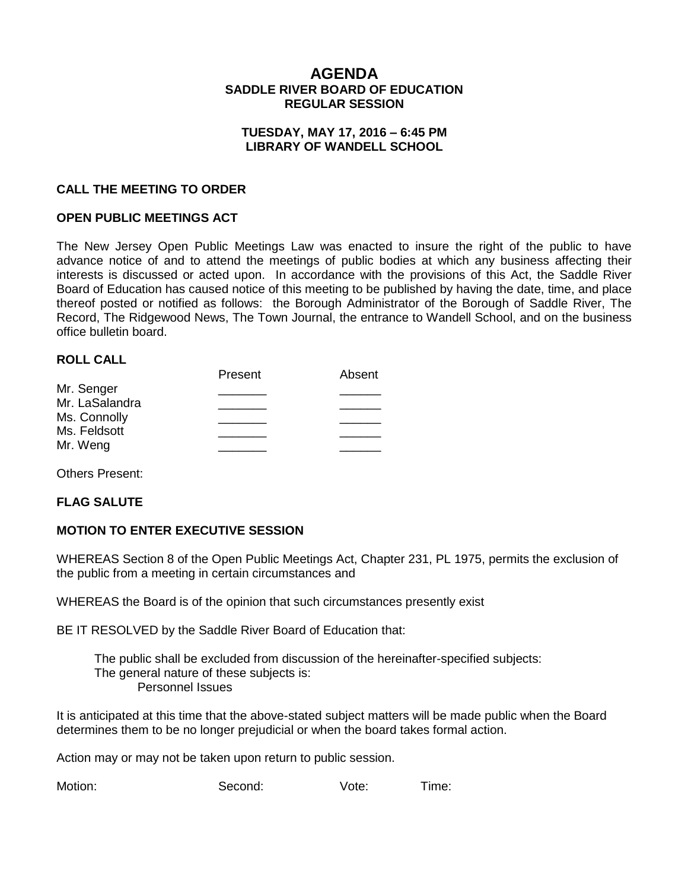# AGENDA
## SADDLE RIVER BOARD OF EDUCATION
## REGULAR SESSION

### TUESDAY, MAY 17, 2016 – 6:45 PM
### LIBRARY OF WANDELL SCHOOL

**CALL THE MEETING TO ORDER**

**OPEN PUBLIC MEETINGS ACT**

The New Jersey Open Public Meetings Law was enacted to insure the right of the public to have advance notice of and to attend the meetings of public bodies at which any business affecting their interests is discussed or acted upon. In accordance with the provisions of this Act, the Saddle River Board of Education has caused notice of this meeting to be published by having the date, time, and place thereof posted or notified as follows: the Borough Administrator of the Borough of Saddle River, The Record, The Ridgewood News, The Town Journal, the entrance to Wandell School, and on the business office bulletin board.

**ROLL CALL**

| | Present | Absent |
|---|---|---|
| Mr. Senger | _______ | ______ |
| Mr. LaSalandra | _______ | ______ |
| Ms. Connolly | _______ | ______ |
| Ms. Feldsott | _______ | ______ |
| Mr. Weng | _______ | ______ |

Others Present:

**FLAG SALUTE**

**MOTION TO ENTER EXECUTIVE SESSION**

WHEREAS Section 8 of the Open Public Meetings Act, Chapter 231, PL 1975, permits the exclusion of the public from a meeting in certain circumstances and

WHEREAS the Board is of the opinion that such circumstances presently exist

BE IT RESOLVED by the Saddle River Board of Education that:

The public shall be excluded from discussion of the hereinafter-specified subjects:
The general nature of these subjects is:
Personnel Issues

It is anticipated at this time that the above-stated subject matters will be made public when the Board determines them to be no longer prejudicial or when the board takes formal action.

Action may or may not be taken upon return to public session.

Motion: Second: Vote: Time: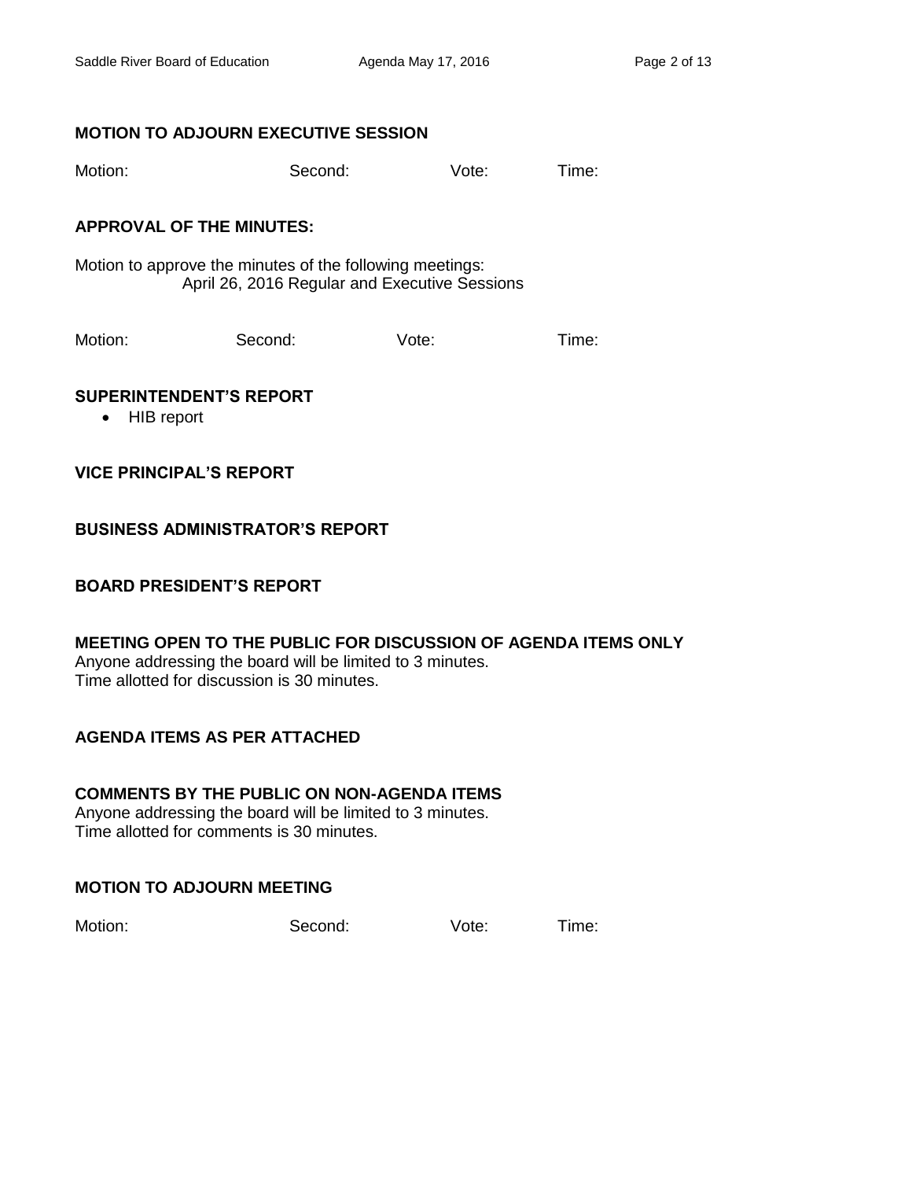**MOTION TO ADJOURN EXECUTIVE SESSION**

Motion: Second: Vote: Time:

**APPROVAL OF THE MINUTES:**

Motion to approve the minutes of the following meetings:
April 26, 2016 Regular and Executive Sessions

Motion: Second: Vote: Time:

**SUPERINTENDENT'S REPORT**

- HIB report

**VICE PRINCIPAL'S REPORT**

**BUSINESS ADMINISTRATOR'S REPORT**

**BOARD PRESIDENT'S REPORT**

**MEETING OPEN TO THE PUBLIC FOR DISCUSSION OF AGENDA ITEMS ONLY**
Anyone addressing the board will be limited to 3 minutes.
Time allotted for discussion is 30 minutes.

**AGENDA ITEMS AS PER ATTACHED**

**COMMENTS BY THE PUBLIC ON NON-AGENDA ITEMS**
Anyone addressing the board will be limited to 3 minutes.
Time allotted for comments is 30 minutes.

**MOTION TO ADJOURN MEETING**

Motion: Second: Vote: Time: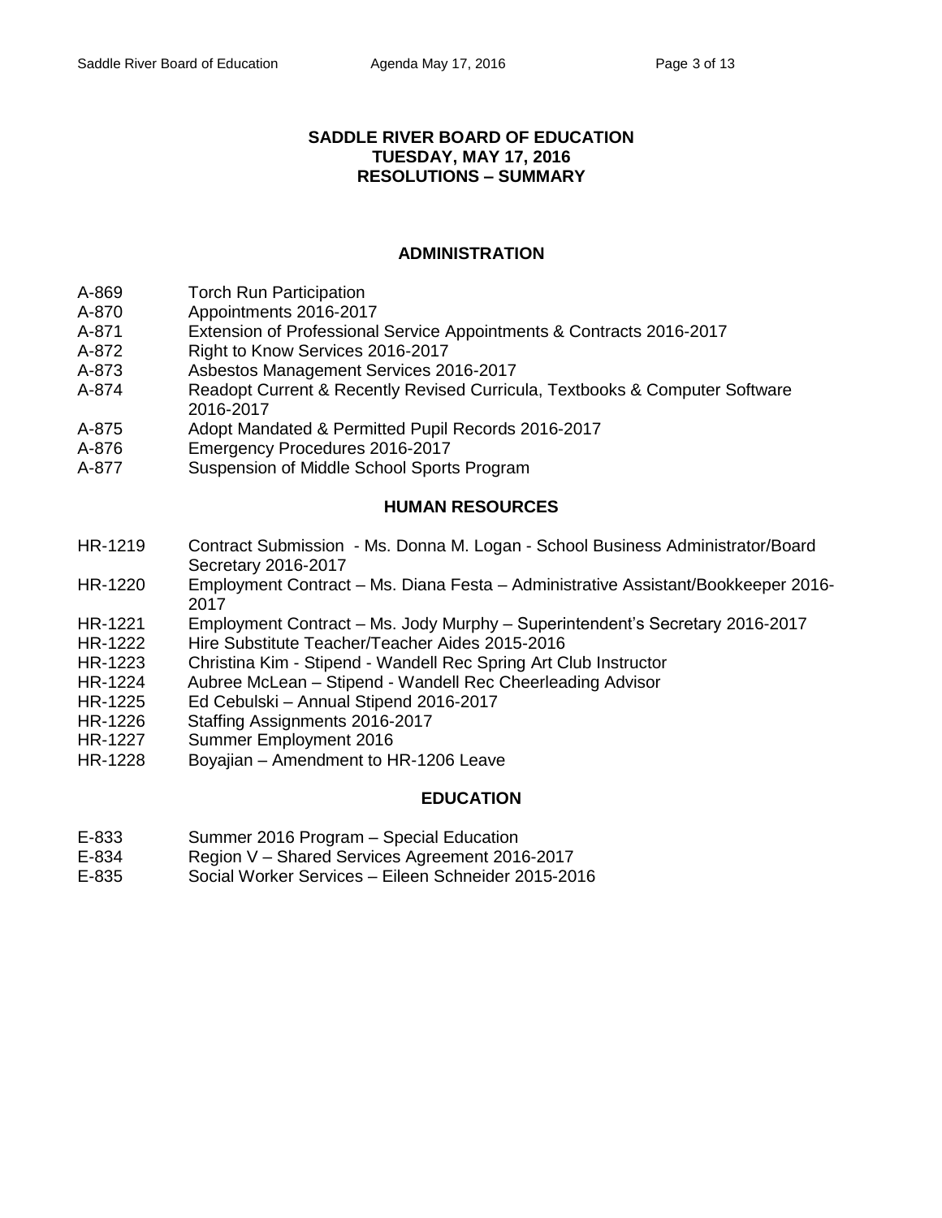# SADDLE RIVER BOARD OF EDUCATION
## TUESDAY, MAY 17, 2016
## RESOLUTIONS – SUMMARY

### ADMINISTRATION

| | |
|---|---|
| A-869 | Torch Run Participation |
| A-870 | Appointments 2016-2017 |
| A-871 | Extension of Professional Service Appointments & Contracts 2016-2017 |
| A-872 | Right to Know Services 2016-2017 |
| A-873 | Asbestos Management Services 2016-2017 |
| A-874 | Readopt Current & Recently Revised Curricula, Textbooks & Computer Software 2016-2017 |
| A-875 | Adopt Mandated & Permitted Pupil Records 2016-2017 |
| A-876 | Emergency Procedures 2016-2017 |
| A-877 | Suspension of Middle School Sports Program |

### HUMAN RESOURCES

| | |
|---|---|
| HR-1219 | Contract Submission - Ms. Donna M. Logan - School Business Administrator/Board Secretary 2016-2017 |
| HR-1220 | Employment Contract – Ms. Diana Festa – Administrative Assistant/Bookkeeper 2016-2017 |
| HR-1221 | Employment Contract – Ms. Jody Murphy – Superintendent's Secretary 2016-2017 |
| HR-1222 | Hire Substitute Teacher/Teacher Aides 2015-2016 |
| HR-1223 | Christina Kim - Stipend - Wandell Rec Spring Art Club Instructor |
| HR-1224 | Aubree McLean – Stipend - Wandell Rec Cheerleading Advisor |
| HR-1225 | Ed Cebulski – Annual Stipend 2016-2017 |
| HR-1226 | Staffing Assignments 2016-2017 |
| HR-1227 | Summer Employment 2016 |
| HR-1228 | Boyajian – Amendment to HR-1206 Leave |

### EDUCATION

| | |
|---|---|
| E-833 | Summer 2016 Program – Special Education |
| E-834 | Region V – Shared Services Agreement 2016-2017 |
| E-835 | Social Worker Services – Eileen Schneider 2015-2016 |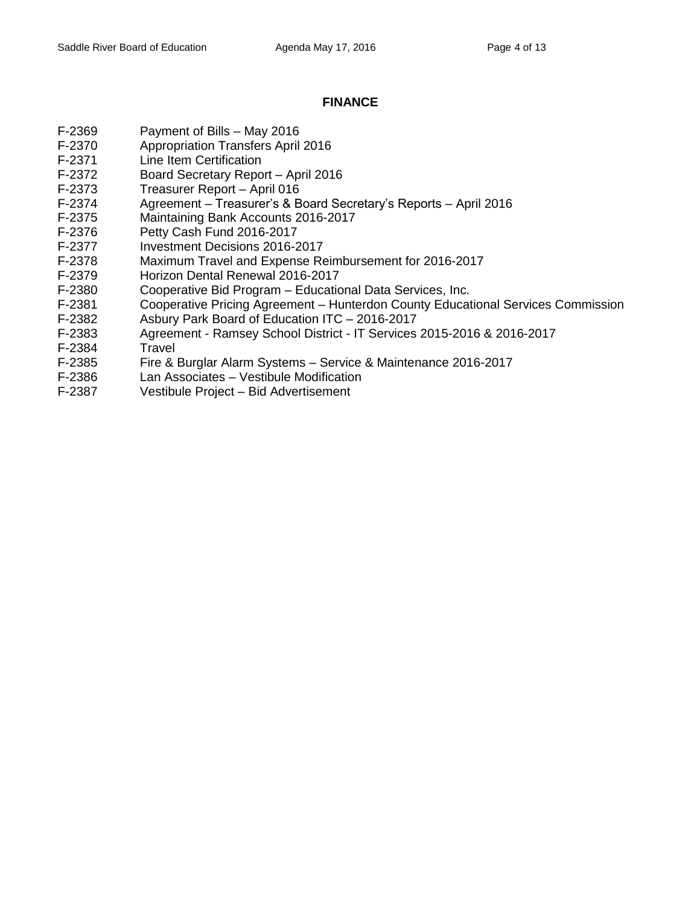## FINANCE

F-2369 Payment of Bills – May 2016
F-2370 Appropriation Transfers April 2016
F-2371 Line Item Certification
F-2372 Board Secretary Report – April 2016
F-2373 Treasurer Report – April 016
F-2374 Agreement – Treasurer's & Board Secretary's Reports – April 2016
F-2375 Maintaining Bank Accounts 2016-2017
F-2376 Petty Cash Fund 2016-2017
F-2377 Investment Decisions 2016-2017
F-2378 Maximum Travel and Expense Reimbursement for 2016-2017
F-2379 Horizon Dental Renewal 2016-2017
F-2380 Cooperative Bid Program – Educational Data Services, Inc.
F-2381 Cooperative Pricing Agreement – Hunterdon County Educational Services Commission
F-2382 Asbury Park Board of Education ITC – 2016-2017
F-2383 Agreement - Ramsey School District - IT Services 2015-2016 & 2016-2017
F-2384 Travel
F-2385 Fire & Burglar Alarm Systems – Service & Maintenance 2016-2017
F-2386 Lan Associates – Vestibule Modification
F-2387 Vestibule Project – Bid Advertisement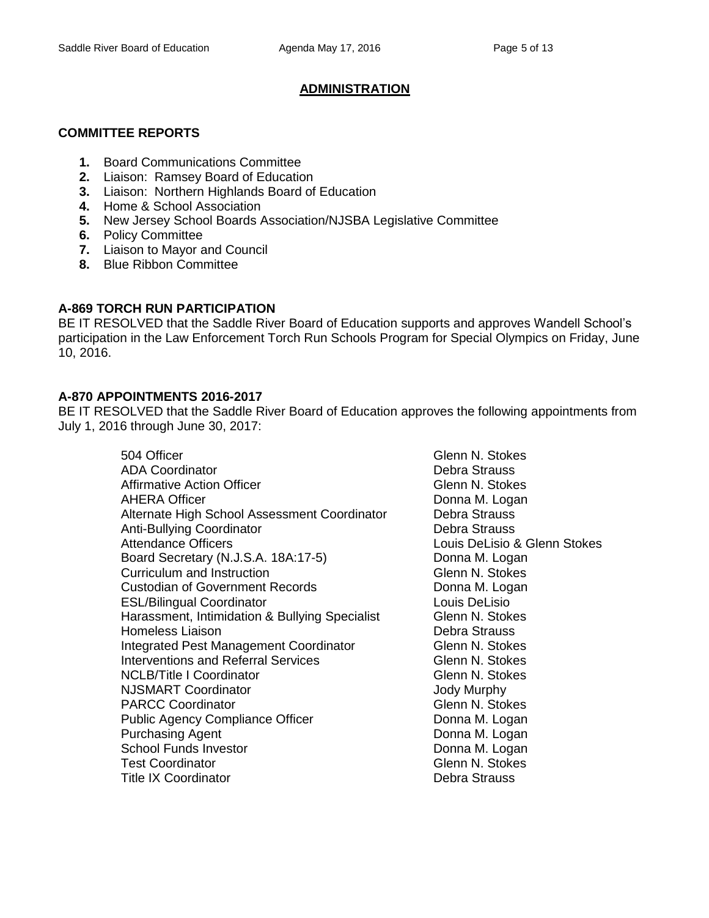## ADMINISTRATION

**COMMITTEE REPORTS**

1. Board Communications Committee
2. Liaison: Ramsey Board of Education
3. Liaison: Northern Highlands Board of Education
4. Home & School Association
5. New Jersey School Boards Association/NJSBA Legislative Committee
6. Policy Committee
7. Liaison to Mayor and Council
8. Blue Ribbon Committee

**A-869 TORCH RUN PARTICIPATION**

BE IT RESOLVED that the Saddle River Board of Education supports and approves Wandell School's participation in the Law Enforcement Torch Run Schools Program for Special Olympics on Friday, June 10, 2016.

**A-870 APPOINTMENTS 2016-2017**

BE IT RESOLVED that the Saddle River Board of Education approves the following appointments from July 1, 2016 through June 30, 2017:

| | |
|---|---|
| 504 Officer | Glenn N. Stokes |
| ADA Coordinator | Debra Strauss |
| Affirmative Action Officer | Glenn N. Stokes |
| AHERA Officer | Donna M. Logan |
| Alternate High School Assessment Coordinator | Debra Strauss |
| Anti-Bullying Coordinator | Debra Strauss |
| Attendance Officers | Louis DeLisio & Glenn Stokes |
| Board Secretary (N.J.S.A. 18A:17-5) | Donna M. Logan |
| Curriculum and Instruction | Glenn N. Stokes |
| Custodian of Government Records | Donna M. Logan |
| ESL/Bilingual Coordinator | Louis DeLisio |
| Harassment, Intimidation & Bullying Specialist | Glenn N. Stokes |
| Homeless Liaison | Debra Strauss |
| Integrated Pest Management Coordinator | Glenn N. Stokes |
| Interventions and Referral Services | Glenn N. Stokes |
| NCLB/Title I Coordinator | Glenn N. Stokes |
| NJSMART Coordinator | Jody Murphy |
| PARCC Coordinator | Glenn N. Stokes |
| Public Agency Compliance Officer | Donna M. Logan |
| Purchasing Agent | Donna M. Logan |
| School Funds Investor | Donna M. Logan |
| Test Coordinator | Glenn N. Stokes |
| Title IX Coordinator | Debra Strauss |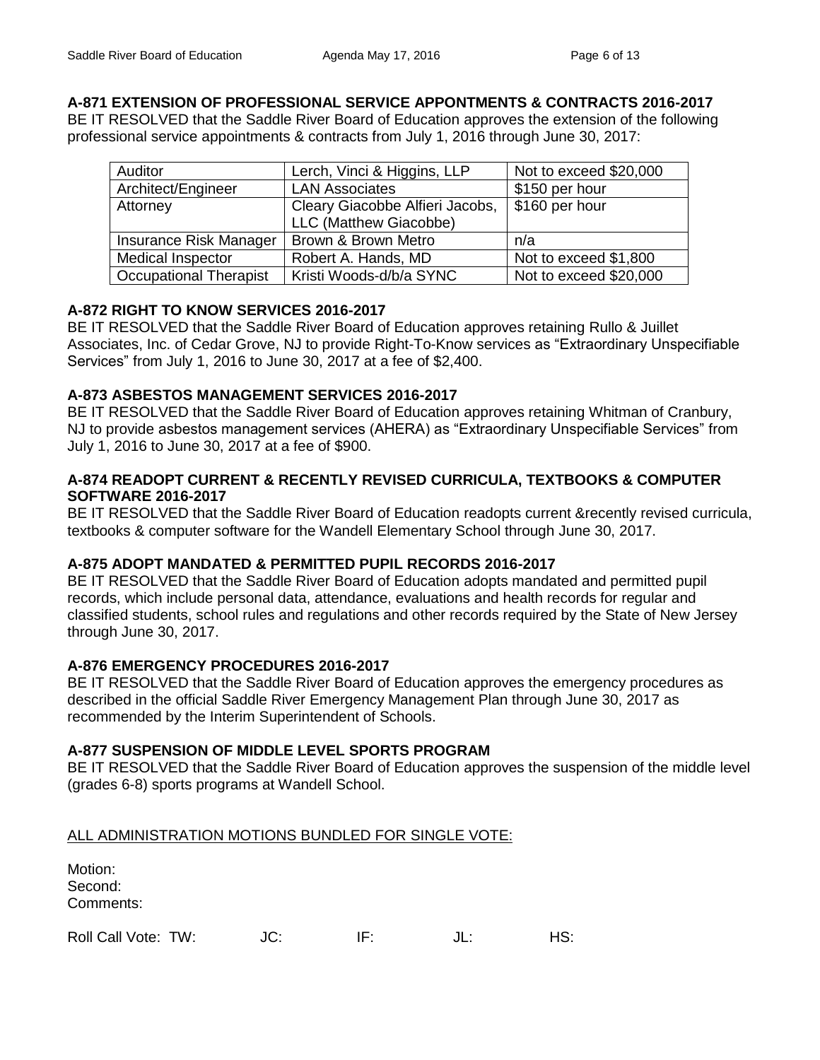**A-871 EXTENSION OF PROFESSIONAL SERVICE APPONTMENTS & CONTRACTS 2016-2017**

BE IT RESOLVED that the Saddle River Board of Education approves the extension of the following professional service appointments & contracts from July 1, 2016 through June 30, 2017:

| | | |
|---|---|---|
| Auditor | Lerch, Vinci & Higgins, LLP | Not to exceed $20,000 |
| Architect/Engineer | LAN Associates | $150 per hour |
| Attorney | Cleary Giacobbe Alfieri Jacobs, LLC (Matthew Giacobbe) | $160 per hour |
| Insurance Risk Manager | Brown & Brown Metro | n/a |
| Medical Inspector | Robert A. Hands, MD | Not to exceed $1,800 |
| Occupational Therapist | Kristi Woods-d/b/a SYNC | Not to exceed $20,000 |

**A-872 RIGHT TO KNOW SERVICES 2016-2017**

BE IT RESOLVED that the Saddle River Board of Education approves retaining Rullo & Juillet Associates, Inc. of Cedar Grove, NJ to provide Right-To-Know services as "Extraordinary Unspecifiable Services" from July 1, 2016 to June 30, 2017 at a fee of $2,400.

**A-873 ASBESTOS MANAGEMENT SERVICES 2016-2017**

BE IT RESOLVED that the Saddle River Board of Education approves retaining Whitman of Cranbury, NJ to provide asbestos management services (AHERA) as "Extraordinary Unspecifiable Services" from July 1, 2016 to June 30, 2017 at a fee of $900.

**A-874 READOPT CURRENT & RECENTLY REVISED CURRICULA, TEXTBOOKS & COMPUTER SOFTWARE 2016-2017**

BE IT RESOLVED that the Saddle River Board of Education readopts current &recently revised curricula, textbooks & computer software for the Wandell Elementary School through June 30, 2017.

**A-875 ADOPT MANDATED & PERMITTED PUPIL RECORDS 2016-2017**

BE IT RESOLVED that the Saddle River Board of Education adopts mandated and permitted pupil records, which include personal data, attendance, evaluations and health records for regular and classified students, school rules and regulations and other records required by the State of New Jersey through June 30, 2017.

**A-876 EMERGENCY PROCEDURES 2016-2017**

BE IT RESOLVED that the Saddle River Board of Education approves the emergency procedures as described in the official Saddle River Emergency Management Plan through June 30, 2017 as recommended by the Interim Superintendent of Schools.

**A-877 SUSPENSION OF MIDDLE LEVEL SPORTS PROGRAM**

BE IT RESOLVED that the Saddle River Board of Education approves the suspension of the middle level (grades 6-8) sports programs at Wandell School.

<u>ALL ADMINISTRATION MOTIONS BUNDLED FOR SINGLE VOTE:</u>

Motion:
Second:
Comments:

Roll Call Vote: TW: JC: IF: JL: HS: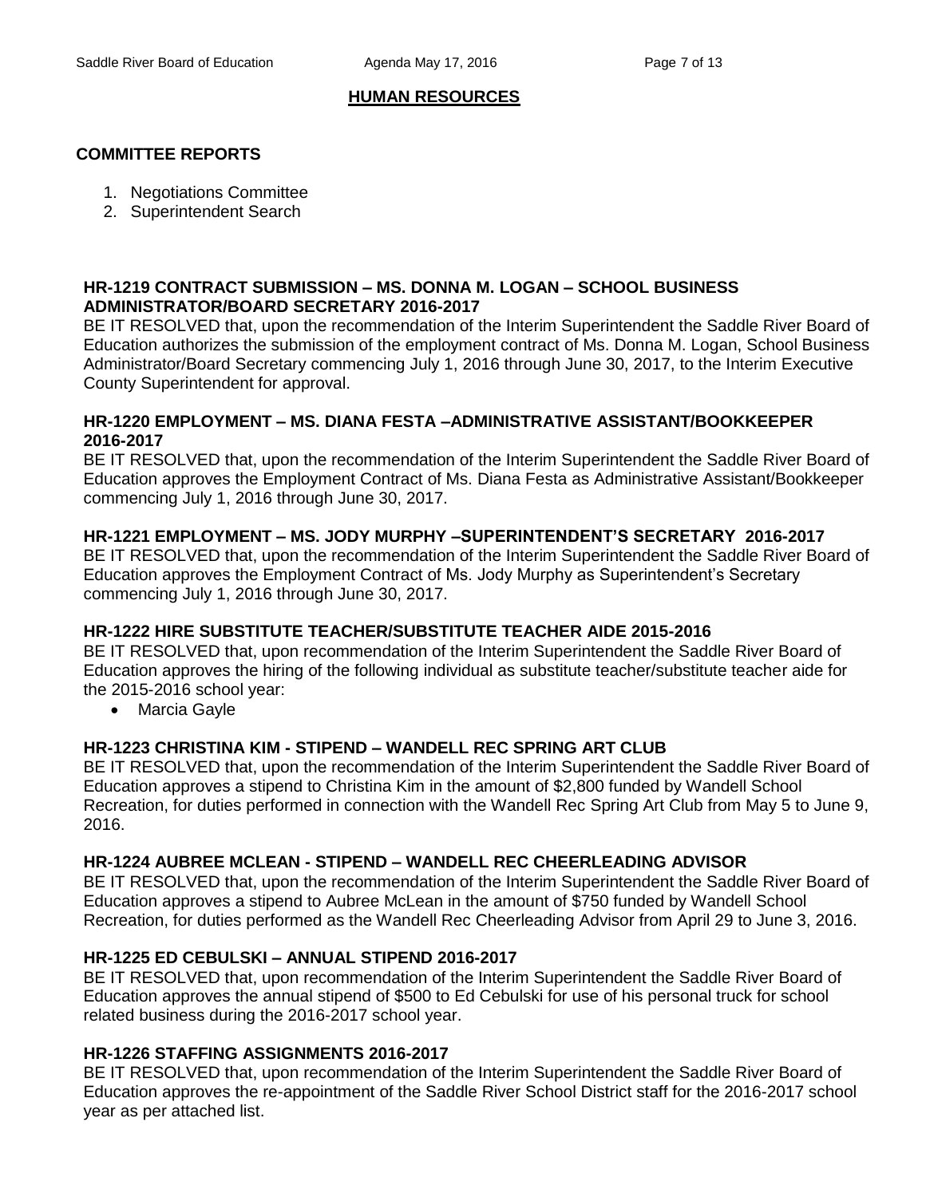## HUMAN RESOURCES

### COMMITTEE REPORTS

1. Negotiations Committee
2. Superintendent Search

**HR-1219 CONTRACT SUBMISSION – MS. DONNA M. LOGAN – SCHOOL BUSINESS ADMINISTRATOR/BOARD SECRETARY 2016-2017**

BE IT RESOLVED that, upon the recommendation of the Interim Superintendent the Saddle River Board of Education authorizes the submission of the employment contract of Ms. Donna M. Logan, School Business Administrator/Board Secretary commencing July 1, 2016 through June 30, 2017, to the Interim Executive County Superintendent for approval.

**HR-1220 EMPLOYMENT – MS. DIANA FESTA –ADMINISTRATIVE ASSISTANT/BOOKKEEPER 2016-2017**

BE IT RESOLVED that, upon the recommendation of the Interim Superintendent the Saddle River Board of Education approves the Employment Contract of Ms. Diana Festa as Administrative Assistant/Bookkeeper commencing July 1, 2016 through June 30, 2017.

**HR-1221 EMPLOYMENT – MS. JODY MURPHY –SUPERINTENDENT'S SECRETARY 2016-2017**

BE IT RESOLVED that, upon the recommendation of the Interim Superintendent the Saddle River Board of Education approves the Employment Contract of Ms. Jody Murphy as Superintendent's Secretary commencing July 1, 2016 through June 30, 2017.

**HR-1222 HIRE SUBSTITUTE TEACHER/SUBSTITUTE TEACHER AIDE 2015-2016**

BE IT RESOLVED that, upon recommendation of the Interim Superintendent the Saddle River Board of Education approves the hiring of the following individual as substitute teacher/substitute teacher aide for the 2015-2016 school year:

- Marcia Gayle

**HR-1223 CHRISTINA KIM - STIPEND – WANDELL REC SPRING ART CLUB**

BE IT RESOLVED that, upon the recommendation of the Interim Superintendent the Saddle River Board of Education approves a stipend to Christina Kim in the amount of $2,800 funded by Wandell School Recreation, for duties performed in connection with the Wandell Rec Spring Art Club from May 5 to June 9, 2016.

**HR-1224 AUBREE MCLEAN - STIPEND – WANDELL REC CHEERLEADING ADVISOR**

BE IT RESOLVED that, upon the recommendation of the Interim Superintendent the Saddle River Board of Education approves a stipend to Aubree McLean in the amount of $750 funded by Wandell School Recreation, for duties performed as the Wandell Rec Cheerleading Advisor from April 29 to June 3, 2016.

**HR-1225 ED CEBULSKI – ANNUAL STIPEND 2016-2017**

BE IT RESOLVED that, upon recommendation of the Interim Superintendent the Saddle River Board of Education approves the annual stipend of $500 to Ed Cebulski for use of his personal truck for school related business during the 2016-2017 school year.

**HR-1226 STAFFING ASSIGNMENTS 2016-2017**

BE IT RESOLVED that, upon recommendation of the Interim Superintendent the Saddle River Board of Education approves the re-appointment of the Saddle River School District staff for the 2016-2017 school year as per attached list.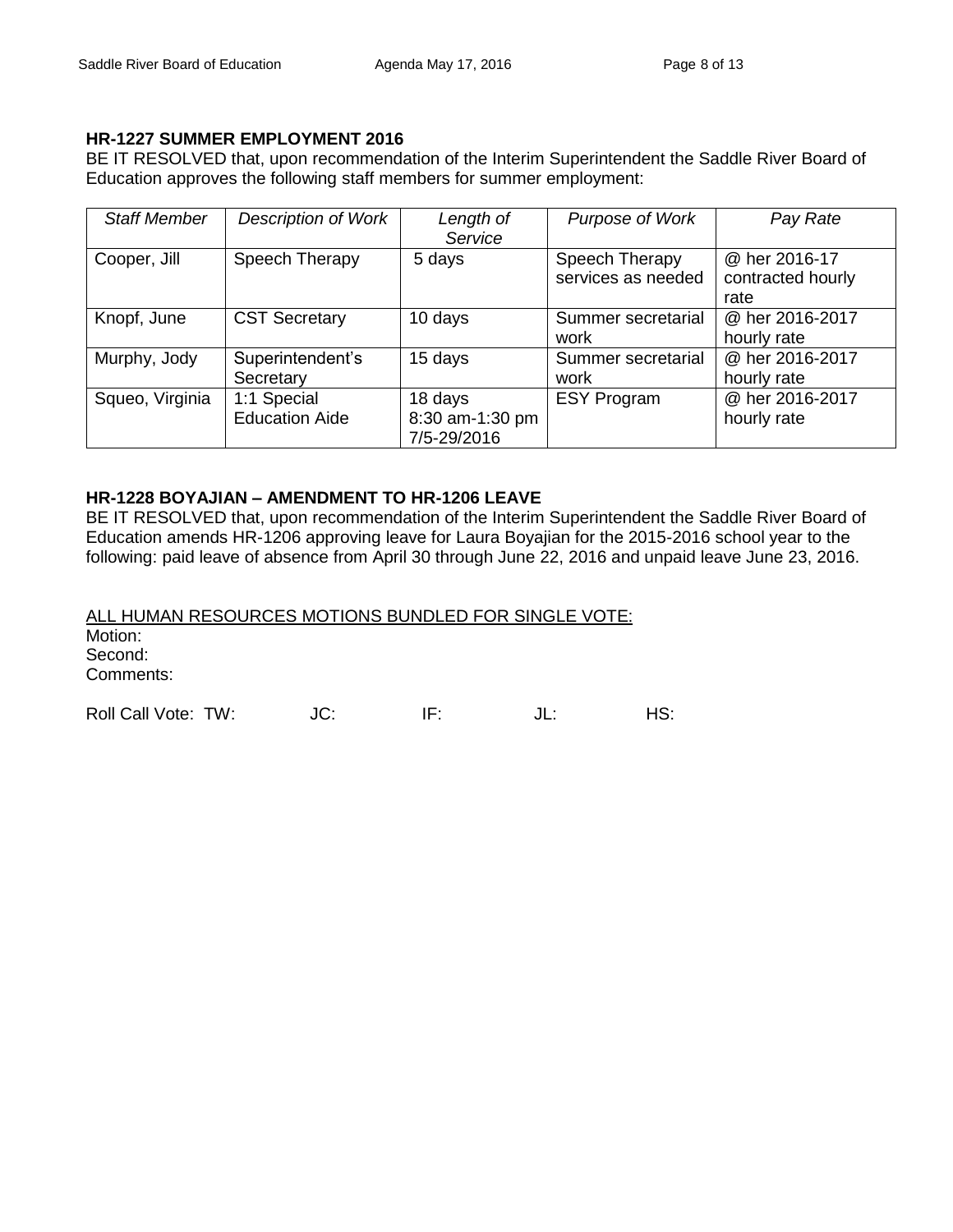**HR-1227 SUMMER EMPLOYMENT 2016**

BE IT RESOLVED that, upon recommendation of the Interim Superintendent the Saddle River Board of Education approves the following staff members for summer employment:

| *Staff Member* | *Description of Work* | *Length of Service* | *Purpose of Work* | *Pay Rate* |
|---|---|---|---|---|
| Cooper, Jill | Speech Therapy | 5 days | Speech Therapy services as needed | @ her 2016-17 contracted hourly rate |
| Knopf, June | CST Secretary | 10 days | Summer secretarial work | @ her 2016-2017 hourly rate |
| Murphy, Jody | Superintendent's Secretary | 15 days | Summer secretarial work | @ her 2016-2017 hourly rate |
| Squeo, Virginia | 1:1 Special Education Aide | 18 days 8:30 am-1:30 pm 7/5-29/2016 | ESY Program | @ her 2016-2017 hourly rate |

**HR-1228 BOYAJIAN – AMENDMENT TO HR-1206 LEAVE**

BE IT RESOLVED that, upon recommendation of the Interim Superintendent the Saddle River Board of Education amends HR-1206 approving leave for Laura Boyajian for the 2015-2016 school year to the following: paid leave of absence from April 30 through June 22, 2016 and unpaid leave June 23, 2016.

<u>ALL HUMAN RESOURCES MOTIONS BUNDLED FOR SINGLE VOTE:</u>

Motion:
Second:
Comments:

Roll Call Vote: TW: JC: IF: JL: HS: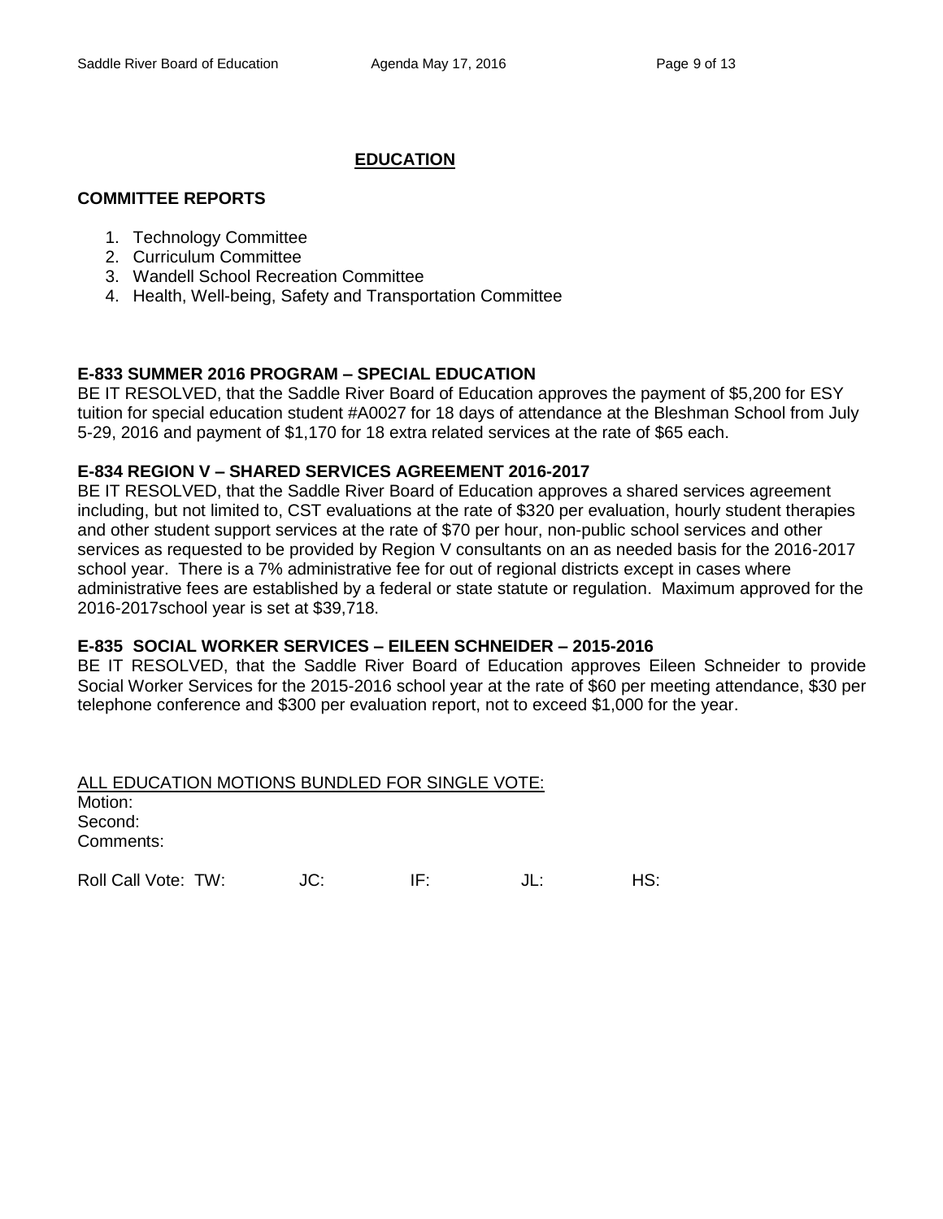## EDUCATION

### COMMITTEE REPORTS

1. Technology Committee
2. Curriculum Committee
3. Wandell School Recreation Committee
4. Health, Well-being, Safety and Transportation Committee

**E-833 SUMMER 2016 PROGRAM – SPECIAL EDUCATION**

BE IT RESOLVED, that the Saddle River Board of Education approves the payment of $5,200 for ESY tuition for special education student #A0027 for 18 days of attendance at the Bleshman School from July 5-29, 2016 and payment of $1,170 for 18 extra related services at the rate of $65 each.

**E-834 REGION V – SHARED SERVICES AGREEMENT 2016-2017**

BE IT RESOLVED, that the Saddle River Board of Education approves a shared services agreement including, but not limited to, CST evaluations at the rate of $320 per evaluation, hourly student therapies and other student support services at the rate of $70 per hour, non-public school services and other services as requested to be provided by Region V consultants on an as needed basis for the 2016-2017 school year. There is a 7% administrative fee for out of regional districts except in cases where administrative fees are established by a federal or state statute or regulation. Maximum approved for the 2016-2017school year is set at $39,718.

**E-835 SOCIAL WORKER SERVICES – EILEEN SCHNEIDER – 2015-2016**

BE IT RESOLVED, that the Saddle River Board of Education approves Eileen Schneider to provide Social Worker Services for the 2015-2016 school year at the rate of $60 per meeting attendance, $30 per telephone conference and $300 per evaluation report, not to exceed $1,000 for the year.

ALL EDUCATION MOTIONS BUNDLED FOR SINGLE VOTE:

Motion:

Second:

Comments:

Roll Call Vote: TW: JC: IF: JL: HS: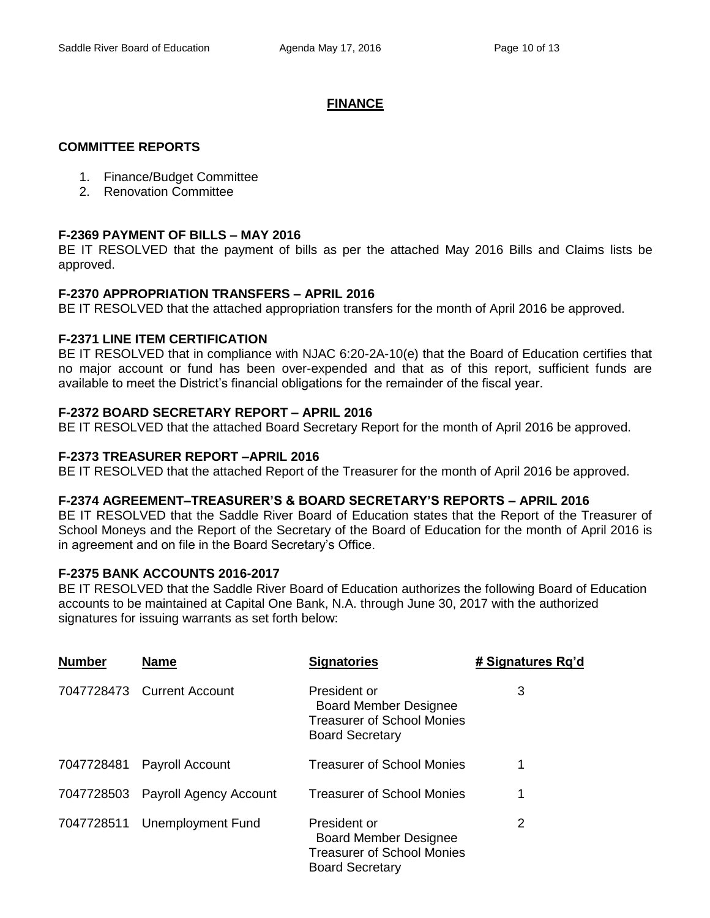## FINANCE

### COMMITTEE REPORTS

1. Finance/Budget Committee
2. Renovation Committee

**F-2369 PAYMENT OF BILLS – MAY 2016**
BE IT RESOLVED that the payment of bills as per the attached May 2016 Bills and Claims lists be approved.

**F-2370 APPROPRIATION TRANSFERS – APRIL 2016**
BE IT RESOLVED that the attached appropriation transfers for the month of April 2016 be approved.

**F-2371 LINE ITEM CERTIFICATION**
BE IT RESOLVED that in compliance with NJAC 6:20-2A-10(e) that the Board of Education certifies that no major account or fund has been over-expended and that as of this report, sufficient funds are available to meet the District's financial obligations for the remainder of the fiscal year.

**F-2372 BOARD SECRETARY REPORT – APRIL 2016**
BE IT RESOLVED that the attached Board Secretary Report for the month of April 2016 be approved.

**F-2373 TREASURER REPORT –APRIL 2016**
BE IT RESOLVED that the attached Report of the Treasurer for the month of April 2016 be approved.

**F-2374 AGREEMENT–TREASURER'S & BOARD SECRETARY'S REPORTS – APRIL 2016**
BE IT RESOLVED that the Saddle River Board of Education states that the Report of the Treasurer of School Moneys and the Report of the Secretary of the Board of Education for the month of April 2016 is in agreement and on file in the Board Secretary's Office.

**F-2375 BANK ACCOUNTS 2016-2017**
BE IT RESOLVED that the Saddle River Board of Education authorizes the following Board of Education accounts to be maintained at Capital One Bank, N.A. through June 30, 2017 with the authorized signatures for issuing warrants as set forth below:

| Number | Name | Signatories | # Signatures Rq'd |
|---|---|---|---|
| 7047728473 | Current Account | President or<br>Board Member Designee<br>Treasurer of School Monies<br>Board Secretary | 3 |
| 7047728481 | Payroll Account | Treasurer of School Monies | 1 |
| 7047728503 | Payroll Agency Account | Treasurer of School Monies | 1 |
| 7047728511 | Unemployment Fund | President or<br>Board Member Designee<br>Treasurer of School Monies<br>Board Secretary | 2 |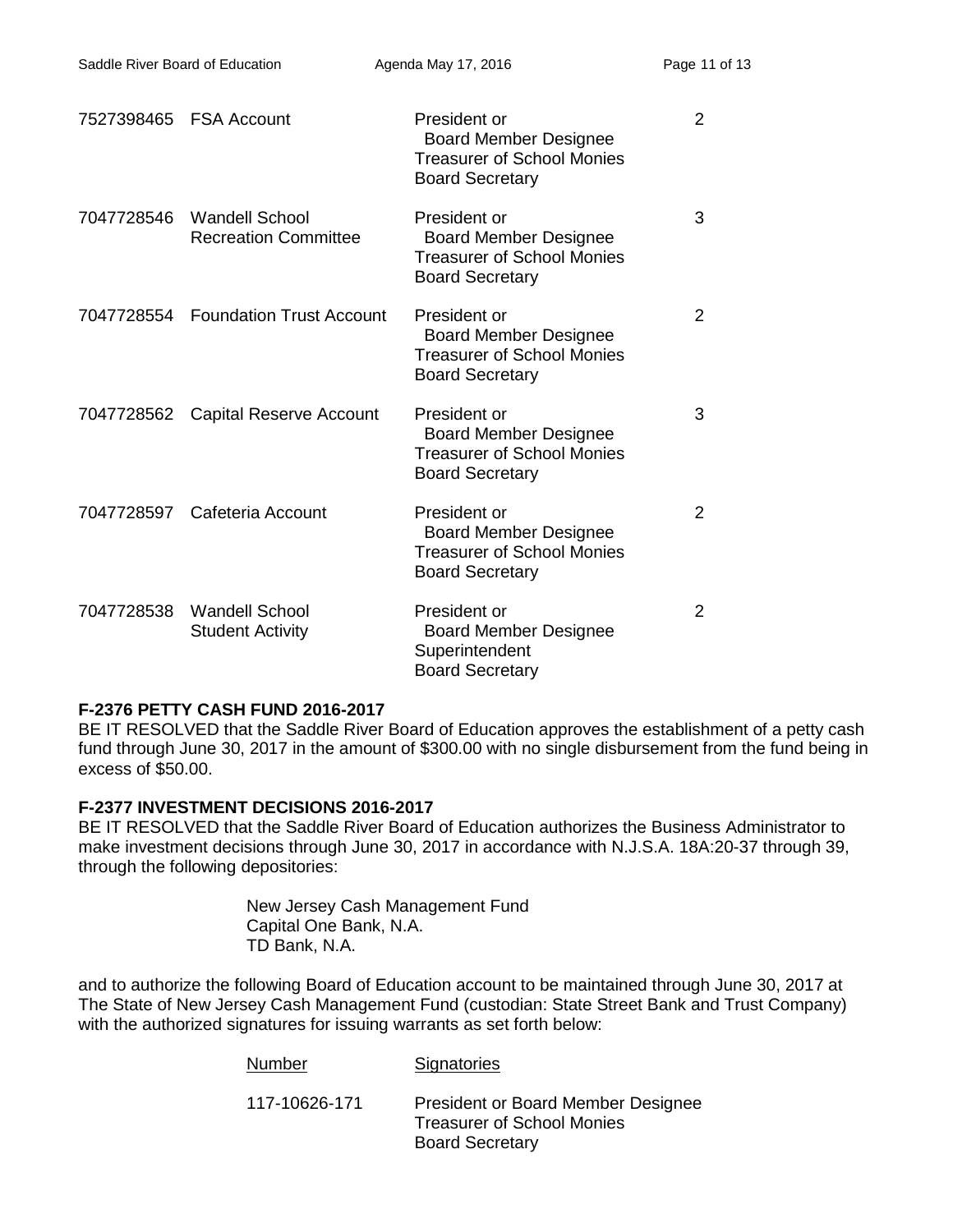| | | | |
|---|---|---|---|
| 7527398465 | FSA Account | President or Board Member Designee<br>Treasurer of School Monies<br>Board Secretary | 2 |
| 7047728546 | Wandell School Recreation Committee | President or Board Member Designee<br>Treasurer of School Monies<br>Board Secretary | 3 |
| 7047728554 | Foundation Trust Account | President or Board Member Designee<br>Treasurer of School Monies<br>Board Secretary | 2 |
| 7047728562 | Capital Reserve Account | President or Board Member Designee<br>Treasurer of School Monies<br>Board Secretary | 3 |
| 7047728597 | Cafeteria Account | President or Board Member Designee<br>Treasurer of School Monies<br>Board Secretary | 2 |
| 7047728538 | Wandell School Student Activity | President or Board Member Designee<br>Superintendent<br>Board Secretary | 2 |

**F-2376 PETTY CASH FUND 2016-2017**

BE IT RESOLVED that the Saddle River Board of Education approves the establishment of a petty cash fund through June 30, 2017 in the amount of $300.00 with no single disbursement from the fund being in excess of $50.00.

**F-2377 INVESTMENT DECISIONS 2016-2017**

BE IT RESOLVED that the Saddle River Board of Education authorizes the Business Administrator to make investment decisions through June 30, 2017 in accordance with N.J.S.A. 18A:20-37 through 39, through the following depositories:

New Jersey Cash Management Fund
Capital One Bank, N.A.
TD Bank, N.A.

and to authorize the following Board of Education account to be maintained through June 30, 2017 at The State of New Jersey Cash Management Fund (custodian: State Street Bank and Trust Company) with the authorized signatures for issuing warrants as set forth below:

| Number | Signatories |
|---|---|
| 117-10626-171 | President or Board Member Designee<br>Treasurer of School Monies<br>Board Secretary |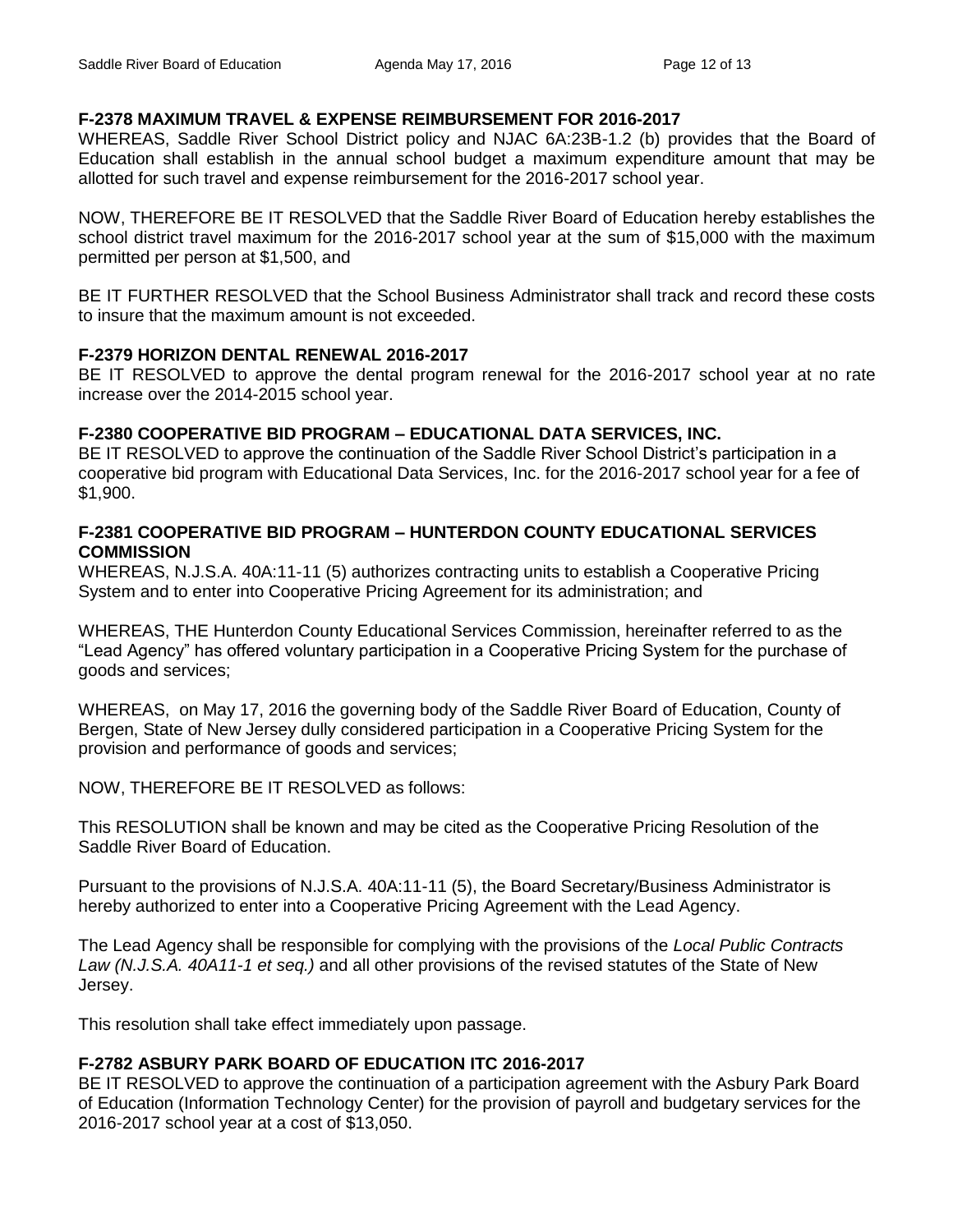**F-2378 MAXIMUM TRAVEL & EXPENSE REIMBURSEMENT FOR 2016-2017**

WHEREAS, Saddle River School District policy and NJAC 6A:23B-1.2 (b) provides that the Board of Education shall establish in the annual school budget a maximum expenditure amount that may be allotted for such travel and expense reimbursement for the 2016-2017 school year.

NOW, THEREFORE BE IT RESOLVED that the Saddle River Board of Education hereby establishes the school district travel maximum for the 2016-2017 school year at the sum of $15,000 with the maximum permitted per person at $1,500, and

BE IT FURTHER RESOLVED that the School Business Administrator shall track and record these costs to insure that the maximum amount is not exceeded.

**F-2379 HORIZON DENTAL RENEWAL 2016-2017**

BE IT RESOLVED to approve the dental program renewal for the 2016-2017 school year at no rate increase over the 2014-2015 school year.

**F-2380 COOPERATIVE BID PROGRAM – EDUCATIONAL DATA SERVICES, INC.**

BE IT RESOLVED to approve the continuation of the Saddle River School District's participation in a cooperative bid program with Educational Data Services, Inc. for the 2016-2017 school year for a fee of $1,900.

**F-2381 COOPERATIVE BID PROGRAM – HUNTERDON COUNTY EDUCATIONAL SERVICES COMMISSION**

WHEREAS, N.J.S.A. 40A:11-11 (5) authorizes contracting units to establish a Cooperative Pricing System and to enter into Cooperative Pricing Agreement for its administration; and

WHEREAS, THE Hunterdon County Educational Services Commission, hereinafter referred to as the "Lead Agency" has offered voluntary participation in a Cooperative Pricing System for the purchase of goods and services;

WHEREAS, on May 17, 2016 the governing body of the Saddle River Board of Education, County of Bergen, State of New Jersey dully considered participation in a Cooperative Pricing System for the provision and performance of goods and services;

NOW, THEREFORE BE IT RESOLVED as follows:

This RESOLUTION shall be known and may be cited as the Cooperative Pricing Resolution of the Saddle River Board of Education.

Pursuant to the provisions of N.J.S.A. 40A:11-11 (5), the Board Secretary/Business Administrator is hereby authorized to enter into a Cooperative Pricing Agreement with the Lead Agency.

The Lead Agency shall be responsible for complying with the provisions of the *Local Public Contracts Law (N.J.S.A. 40A11-1 et seq.)* and all other provisions of the revised statutes of the State of New Jersey.

This resolution shall take effect immediately upon passage.

**F-2782 ASBURY PARK BOARD OF EDUCATION ITC 2016-2017**

BE IT RESOLVED to approve the continuation of a participation agreement with the Asbury Park Board of Education (Information Technology Center) for the provision of payroll and budgetary services for the 2016-2017 school year at a cost of $13,050.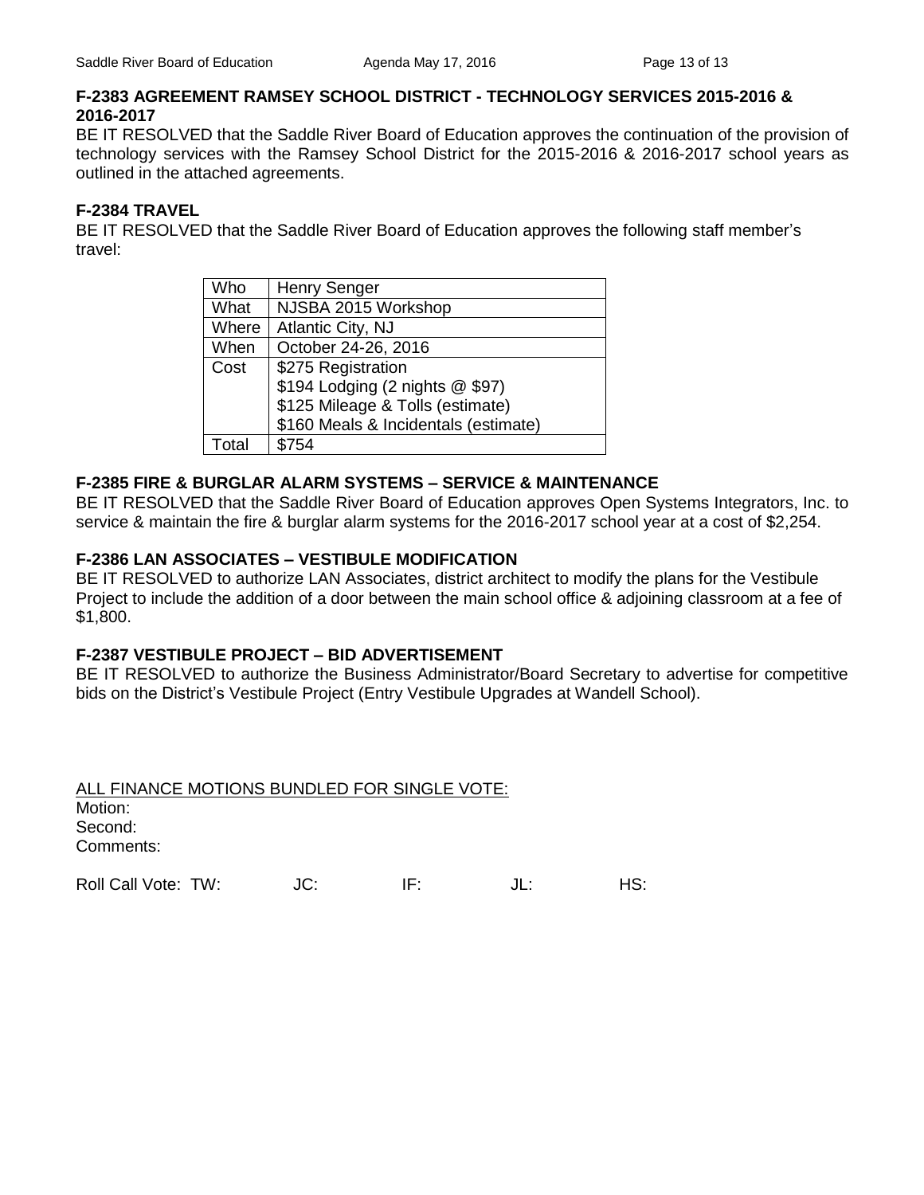### F-2383 AGREEMENT RAMSEY SCHOOL DISTRICT - TECHNOLOGY SERVICES 2015-2016 & 2016-2017

BE IT RESOLVED that the Saddle River Board of Education approves the continuation of the provision of technology services with the Ramsey School District for the 2015-2016 & 2016-2017 school years as outlined in the attached agreements.

### F-2384 TRAVEL

BE IT RESOLVED that the Saddle River Board of Education approves the following staff member's travel:

| | |
|---|---|
| Who | Henry Senger |
| What | NJSBA 2015 Workshop |
| Where | Atlantic City, NJ |
| When | October 24-26, 2016 |
| Cost | $275 Registration<br>$194 Lodging (2 nights @ $97)<br>$125 Mileage & Tolls (estimate)<br>$160 Meals & Incidentals (estimate) |
| Total | $754 |

### F-2385 FIRE & BURGLAR ALARM SYSTEMS – SERVICE & MAINTENANCE

BE IT RESOLVED that the Saddle River Board of Education approves Open Systems Integrators, Inc. to service & maintain the fire & burglar alarm systems for the 2016-2017 school year at a cost of $2,254.

### F-2386 LAN ASSOCIATES – VESTIBULE MODIFICATION

BE IT RESOLVED to authorize LAN Associates, district architect to modify the plans for the Vestibule Project to include the addition of a door between the main school office & adjoining classroom at a fee of $1,800.

### F-2387 VESTIBULE PROJECT – BID ADVERTISEMENT

BE IT RESOLVED to authorize the Business Administrator/Board Secretary to advertise for competitive bids on the District's Vestibule Project (Entry Vestibule Upgrades at Wandell School).

<u>ALL FINANCE MOTIONS BUNDLED FOR SINGLE VOTE:</u>

Motion:
Second:
Comments:

Roll Call Vote: TW: JC: IF: JL: HS: